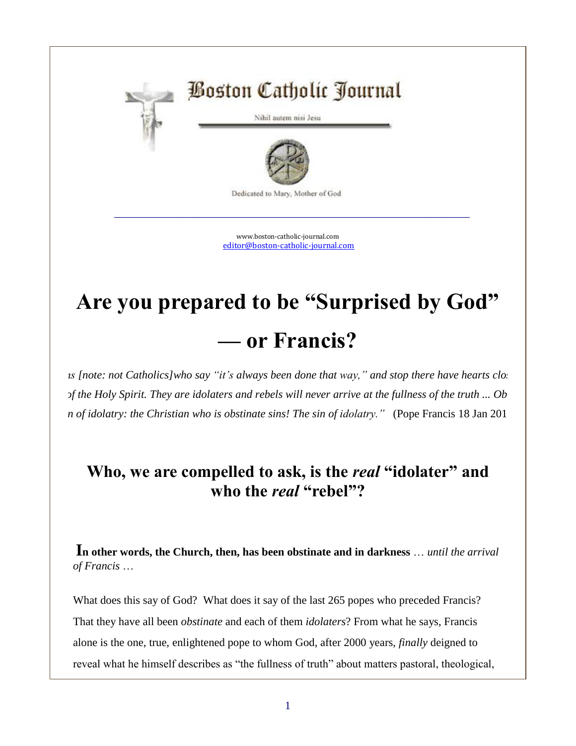# Boston Catholic Journal

Nihil autem nisi Jesu

Dedicated to Mary, Mother of God

www.boston-catholic-journal.com
editor@boston-catholic-journal.com

# Are you prepared to be "Surprised by God" — or Francis?

*ıs [note: not Catholics]who say "it's always been done that way," and stop there have hearts clo:*
*of the Holy Spirit. They are idolaters and rebels will never arrive at the fullness of the truth ... Ob*
*n of idolatry: the Christian who is obstinate sins! The sin of idolatry."* (Pope Francis 18 Jan 201

## Who, we are compelled to ask, is the *real* "idolater" and who the *real* "rebel"?

**In other words, the Church, then, has been obstinate and in darkness** … *until the arrival of Francis* …

What does this say of God? What does it say of the last 265 popes who preceded Francis? That they have all been *obstinate* and each of them *idolaters*? From what he says, Francis alone is the one, true, enlightened pope to whom God, after 2000 years, *finally* deigned to reveal what he himself describes as "the fullness of truth" about matters pastoral, theological,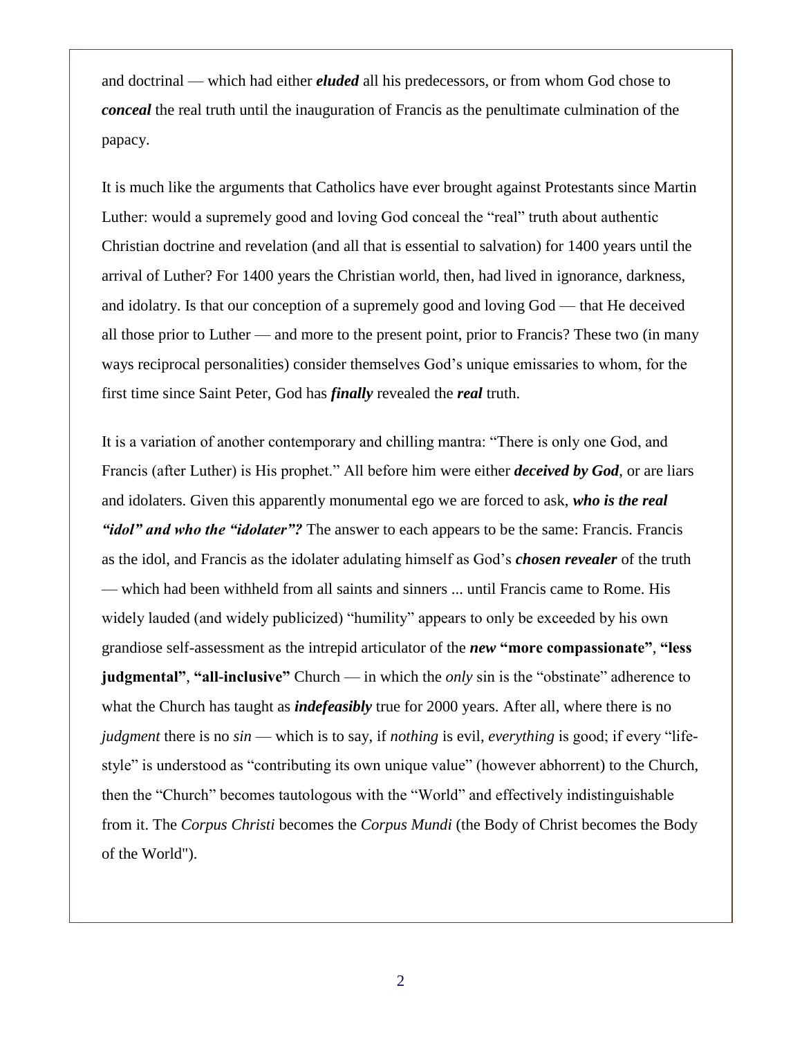and doctrinal — which had either ***eluded*** all his predecessors, or from whom God chose to ***conceal*** the real truth until the inauguration of Francis as the penultimate culmination of the papacy.

It is much like the arguments that Catholics have ever brought against Protestants since Martin Luther: would a supremely good and loving God conceal the "real" truth about authentic Christian doctrine and revelation (and all that is essential to salvation) for 1400 years until the arrival of Luther? For 1400 years the Christian world, then, had lived in ignorance, darkness, and idolatry. Is that our conception of a supremely good and loving God — that He deceived all those prior to Luther — and more to the present point, prior to Francis? These two (in many ways reciprocal personalities) consider themselves God's unique emissaries to whom, for the first time since Saint Peter, God has ***finally*** revealed the ***real*** truth.

It is a variation of another contemporary and chilling mantra: "There is only one God, and Francis (after Luther) is His prophet." All before him were either ***deceived by God***, or are liars and idolaters. Given this apparently monumental ego we are forced to ask, ***who is the real "idol" and who the "idolater"?*** The answer to each appears to be the same: Francis. Francis as the idol, and Francis as the idolater adulating himself as God's ***chosen revealer*** of the truth — which had been withheld from all saints and sinners ... until Francis came to Rome. His widely lauded (and widely publicized) "humility" appears to only be exceeded by his own grandiose self-assessment as the intrepid articulator of the ***new*** **"more compassionate"**, **"less judgmental"**, **"all-inclusive"** Church — in which the *only* sin is the "obstinate" adherence to what the Church has taught as ***indefeasibly*** true for 2000 years. After all, where there is no *judgment* there is no *sin* — which is to say, if *nothing* is evil, *everything* is good; if every "life-style" is understood as "contributing its own unique value" (however abhorrent) to the Church, then the "Church" becomes tautologous with the "World" and effectively indistinguishable from it. The *Corpus Christi* becomes the *Corpus Mundi* (the Body of Christ becomes the Body of the World").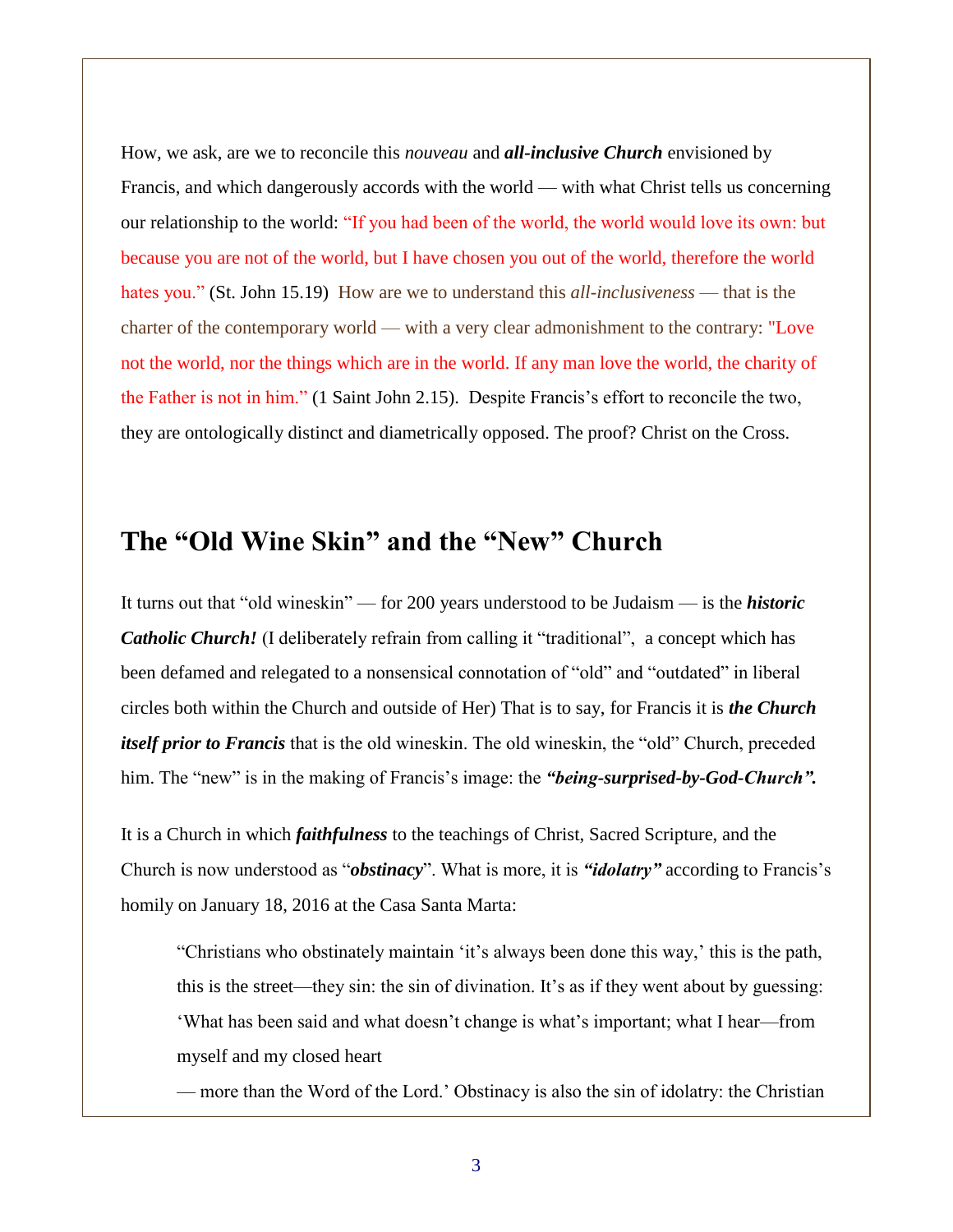How, we ask, are we to reconcile this *nouveau* and ***all-inclusive Church*** envisioned by Francis, and which dangerously accords with the world — with what Christ tells us concerning our relationship to the world: "If you had been of the world, the world would love its own: but because you are not of the world, but I have chosen you out of the world, therefore the world hates you." (St. John 15.19) How are we to understand this *all-inclusiveness* — that is the charter of the contemporary world — with a very clear admonishment to the contrary: "Love not the world, nor the things which are in the world. If any man love the world, the charity of the Father is not in him." (1 Saint John 2.15). Despite Francis's effort to reconcile the two, they are ontologically distinct and diametrically opposed. The proof? Christ on the Cross.

## The "Old Wine Skin" and the "New" Church

It turns out that "old wineskin" — for 200 years understood to be Judaism — is the ***historic Catholic Church!*** (I deliberately refrain from calling it "traditional", a concept which has been defamed and relegated to a nonsensical connotation of "old" and "outdated" in liberal circles both within the Church and outside of Her) That is to say, for Francis it is ***the Church itself prior to Francis*** that is the old wineskin. The old wineskin, the "old" Church, preceded him. The "new" is in the making of Francis's image: the ***"being-surprised-by-God-Church".***

It is a Church in which ***faithfulness*** to the teachings of Christ, Sacred Scripture, and the Church is now understood as "***obstinacy***". What is more, it is ***"idolatry"*** according to Francis's homily on January 18, 2016 at the Casa Santa Marta:

> "Christians who obstinately maintain 'it's always been done this way,' this is the path, this is the street—they sin: the sin of divination. It's as if they went about by guessing: 'What has been said and what doesn't change is what's important; what I hear—from myself and my closed heart
> — more than the Word of the Lord.' Obstinacy is also the sin of idolatry: the Christian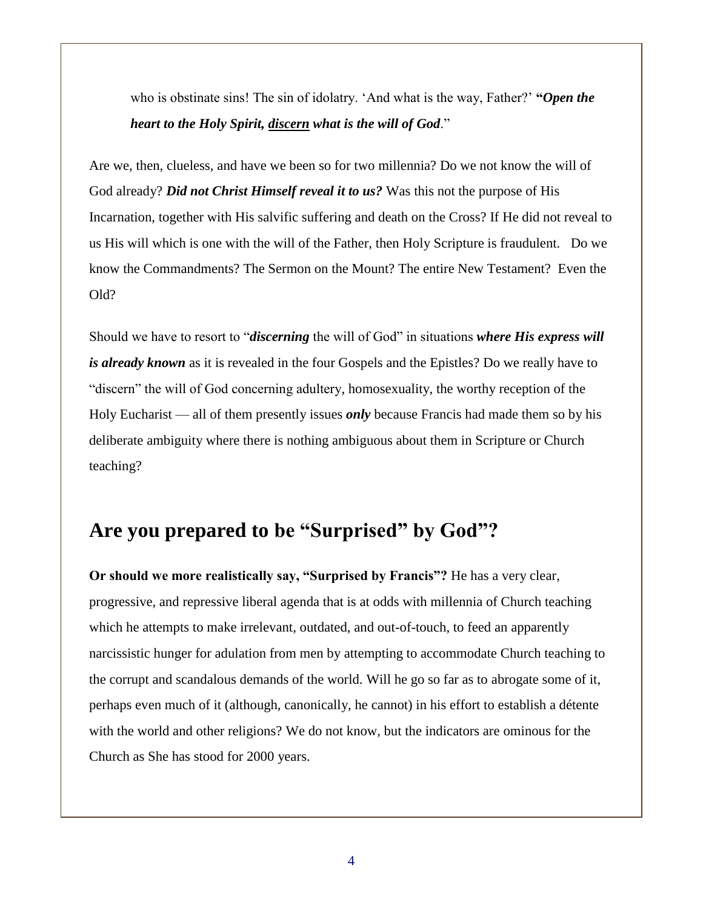who is obstinate sins! The sin of idolatry. 'And what is the way, Father?' **"*Open the heart to the Holy Spirit, <u>discern</u> what is the will of God*.**"

Are we, then, clueless, and have we been so for two millennia? Do we not know the will of God already? ***Did not Christ Himself reveal it to us?*** Was this not the purpose of His Incarnation, together with His salvific suffering and death on the Cross? If He did not reveal to us His will which is one with the will of the Father, then Holy Scripture is fraudulent. Do we know the Commandments? The Sermon on the Mount? The entire New Testament? Even the Old?

Should we have to resort to "***discerning*** the will of God" in situations ***where His express will is already known*** as it is revealed in the four Gospels and the Epistles? Do we really have to "discern" the will of God concerning adultery, homosexuality, the worthy reception of the Holy Eucharist — all of them presently issues ***only*** because Francis had made them so by his deliberate ambiguity where there is nothing ambiguous about them in Scripture or Church teaching?

## Are you prepared to be "Surprised" by God"?

**Or should we more realistically say, "Surprised by Francis"?** He has a very clear, progressive, and repressive liberal agenda that is at odds with millennia of Church teaching which he attempts to make irrelevant, outdated, and out-of-touch, to feed an apparently narcissistic hunger for adulation from men by attempting to accommodate Church teaching to the corrupt and scandalous demands of the world. Will he go so far as to abrogate some of it, perhaps even much of it (although, canonically, he cannot) in his effort to establish a détente with the world and other religions? We do not know, but the indicators are ominous for the Church as She has stood for 2000 years.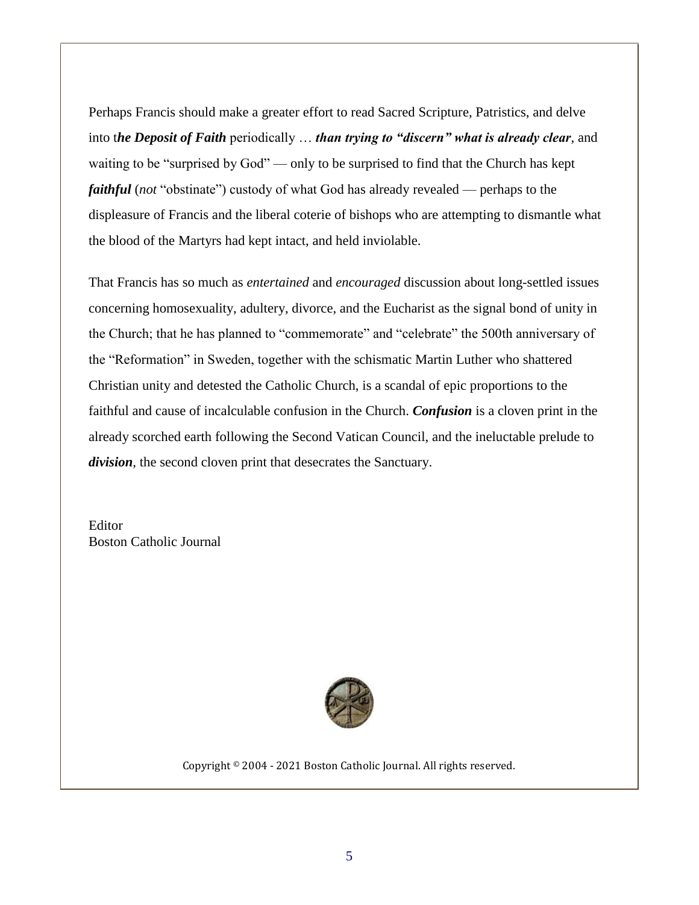Perhaps Francis should make a greater effort to read Sacred Scripture, Patristics, and delve into t***he Deposit of Faith*** periodically … ***than trying to "discern" what is already clear***, and waiting to be "surprised by God" — only to be surprised to find that the Church has kept ***faithful*** (*not* "obstinate") custody of what God has already revealed — perhaps to the displeasure of Francis and the liberal coterie of bishops who are attempting to dismantle what the blood of the Martyrs had kept intact, and held inviolable.

That Francis has so much as *entertained* and *encouraged* discussion about long-settled issues concerning homosexuality, adultery, divorce, and the Eucharist as the signal bond of unity in the Church; that he has planned to "commemorate" and "celebrate" the 500th anniversary of the "Reformation" in Sweden, together with the schismatic Martin Luther who shattered Christian unity and detested the Catholic Church, is a scandal of epic proportions to the faithful and cause of incalculable confusion in the Church. ***Confusion*** is a cloven print in the already scorched earth following the Second Vatican Council, and the ineluctable prelude to ***division***, the second cloven print that desecrates the Sanctuary.

Editor
Boston Catholic Journal

Copyright © 2004 - 2021 Boston Catholic Journal. All rights reserved.